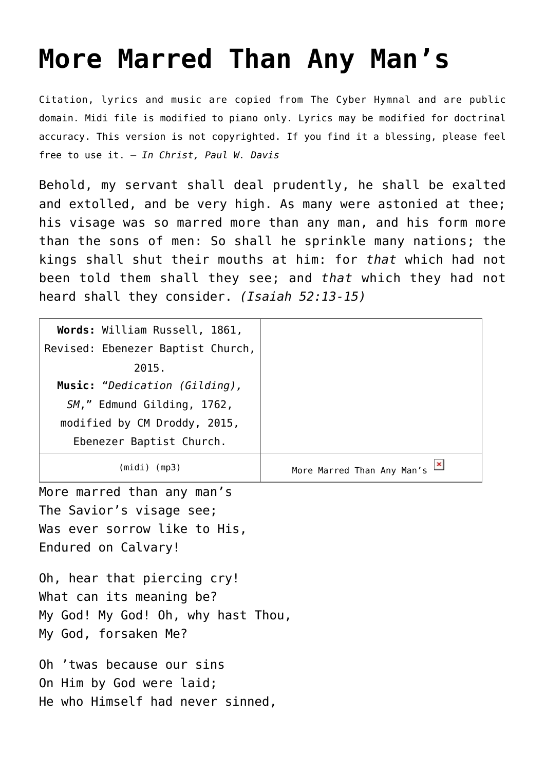# More Marred Than Any Man’s

Citation, lyrics and music are copied from The Cyber Hymnal and are public domain. Midi file is modified to piano only. Lyrics may be modified for doctrinal accuracy. This version is not copyrighted. If you find it a blessing, please feel free to use it. – *In Christ, Paul W. Davis*

Behold, my servant shall deal prudently, he shall be exalted and extolled, and be very high. As many were astonied at thee; his visage was so marred more than any man, and his form more than the sons of men: So shall he sprinkle many nations; the kings shall shut their mouths at him: for *that* which had not been told them shall they see; and *that* which they had not heard shall they consider. *(Isaiah 52:13-15)*

| | |
|---|---|
| **Words:** William Russell, 1861, Revised: Ebenezer Baptist Church, 2015. **Music:** “*Dedication (Gilding), SM*,” Edmund Gilding, 1762, modified by CM Droddy, 2015, Ebenezer Baptist Church. | |
| (midi) (mp3) | More Marred Than Any Man’s |

More marred than any man’s  
The Savior’s visage see;  
Was ever sorrow like to His,  
Endured on Calvary!

Oh, hear that piercing cry!  
What can its meaning be?  
My God! My God! Oh, why hast Thou,  
My God, forsaken Me?

Oh ’twas because our sins  
On Him by God were laid;  
He who Himself had never sinned,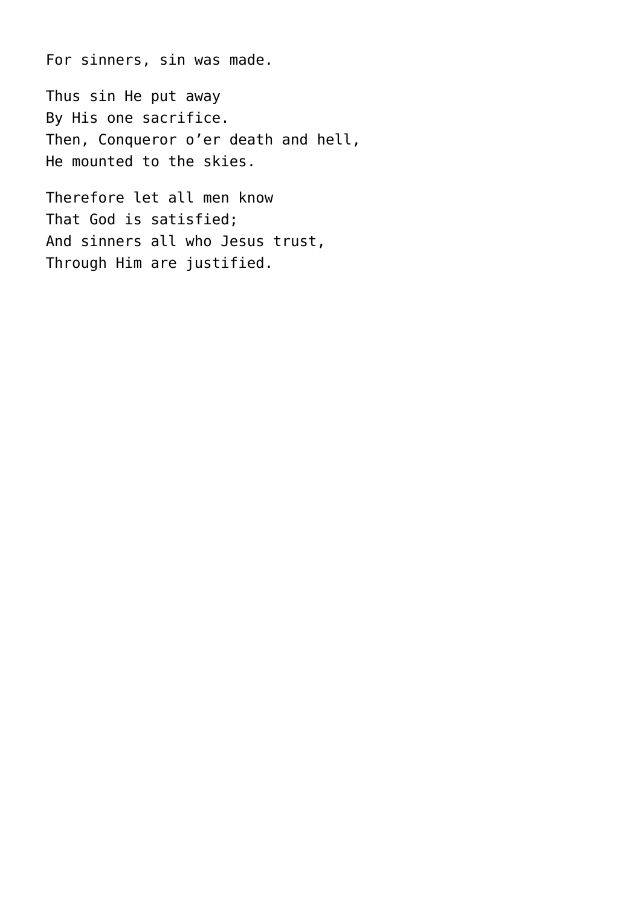For sinners, sin was made.

Thus sin He put away  
By His one sacrifice.  
Then, Conqueror o'er death and hell,  
He mounted to the skies.

Therefore let all men know  
That God is satisfied;  
And sinners all who Jesus trust,  
Through Him are justified.